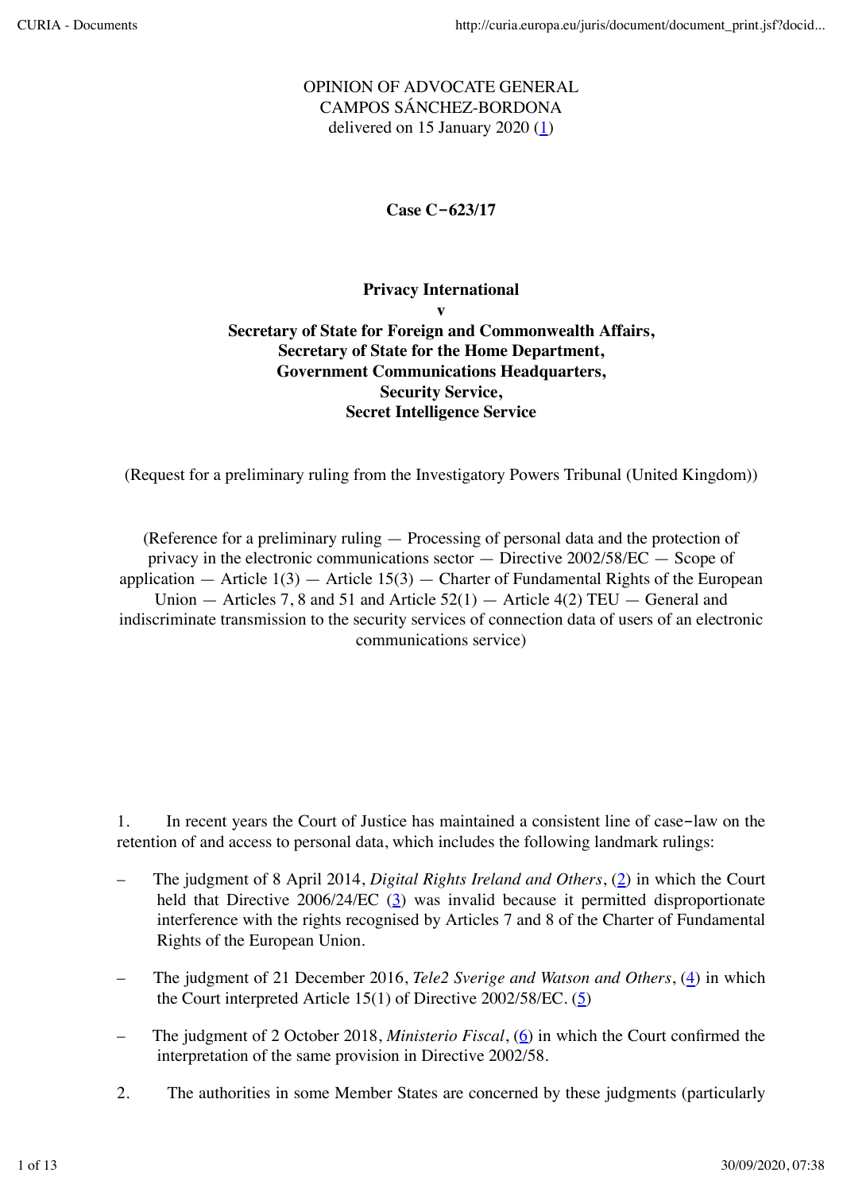OPINION OF ADVOCATE GENERAL
CAMPOS SÁNCHEZ-BORDONA
delivered on 15 January 2020 (1)

**Case C‑623/17**

**Privacy International**
**v**
**Secretary of State for Foreign and Commonwealth Affairs,**
**Secretary of State for the Home Department,**
**Government Communications Headquarters,**
**Security Service,**
**Secret Intelligence Service**

(Request for a preliminary ruling from the Investigatory Powers Tribunal (United Kingdom))

(Reference for a preliminary ruling — Processing of personal data and the protection of privacy in the electronic communications sector — Directive 2002/58/EC — Scope of application — Article 1(3) — Article 15(3) — Charter of Fundamental Rights of the European Union — Articles 7, 8 and 51 and Article 52(1) — Article 4(2) TEU — General and indiscriminate transmission to the security services of connection data of users of an electronic communications service)

1. In recent years the Court of Justice has maintained a consistent line of case‑law on the retention of and access to personal data, which includes the following landmark rulings:

– The judgment of 8 April 2014, *Digital Rights Ireland and Others*, (2) in which the Court held that Directive 2006/24/EC (3) was invalid because it permitted disproportionate interference with the rights recognised by Articles 7 and 8 of the Charter of Fundamental Rights of the European Union.

– The judgment of 21 December 2016, *Tele2 Sverige and Watson and Others*, (4) in which the Court interpreted Article 15(1) of Directive 2002/58/EC. (5)

– The judgment of 2 October 2018, *Ministerio Fiscal*, (6) in which the Court confirmed the interpretation of the same provision in Directive 2002/58.

2. The authorities in some Member States are concerned by these judgments (particularly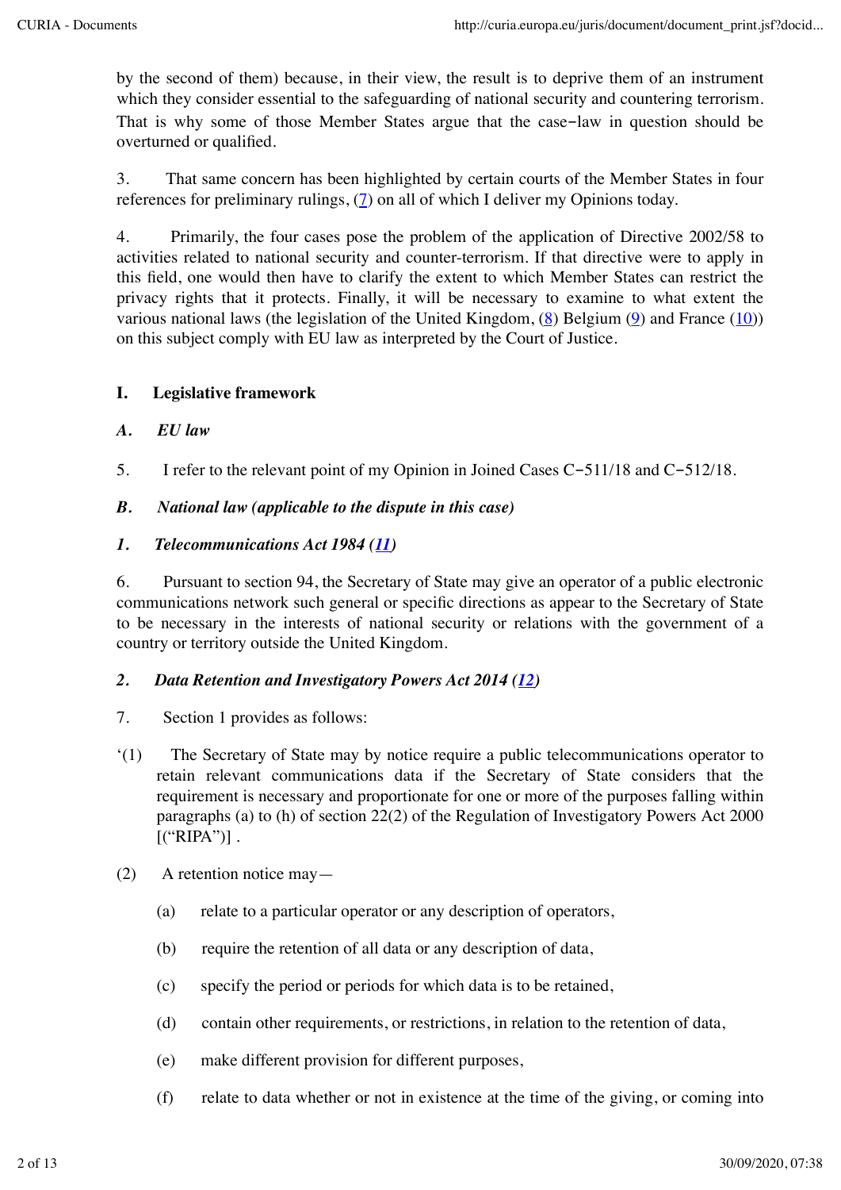by the second of them) because, in their view, the result is to deprive them of an instrument which they consider essential to the safeguarding of national security and countering terrorism. That is why some of those Member States argue that the case-law in question should be overturned or qualified.

3. That same concern has been highlighted by certain courts of the Member States in four references for preliminary rulings, (7) on all of which I deliver my Opinions today.

4. Primarily, the four cases pose the problem of the application of Directive 2002/58 to activities related to national security and counter-terrorism. If that directive were to apply in this field, one would then have to clarify the extent to which Member States can restrict the privacy rights that it protects. Finally, it will be necessary to examine to what extent the various national laws (the legislation of the United Kingdom, (8) Belgium (9) and France (10)) on this subject comply with EU law as interpreted by the Court of Justice.

## I. Legislative framework

### *A. EU law*

5. I refer to the relevant point of my Opinion in Joined Cases C-511/18 and C-512/18.

### *B. National law (applicable to the dispute in this case)*

#### *1. Telecommunications Act 1984 (11)*

6. Pursuant to section 94, the Secretary of State may give an operator of a public electronic communications network such general or specific directions as appear to the Secretary of State to be necessary in the interests of national security or relations with the government of a country or territory outside the United Kingdom.

#### *2. Data Retention and Investigatory Powers Act 2014 (12)*

7. Section 1 provides as follows:

'(1) The Secretary of State may by notice require a public telecommunications operator to retain relevant communications data if the Secretary of State considers that the requirement is necessary and proportionate for one or more of the purposes falling within paragraphs (a) to (h) of section 22(2) of the Regulation of Investigatory Powers Act 2000 [("RIPA")] .

(2) A retention notice may—

(a) relate to a particular operator or any description of operators,

(b) require the retention of all data or any description of data,

(c) specify the period or periods for which data is to be retained,

(d) contain other requirements, or restrictions, in relation to the retention of data,

(e) make different provision for different purposes,

(f) relate to data whether or not in existence at the time of the giving, or coming into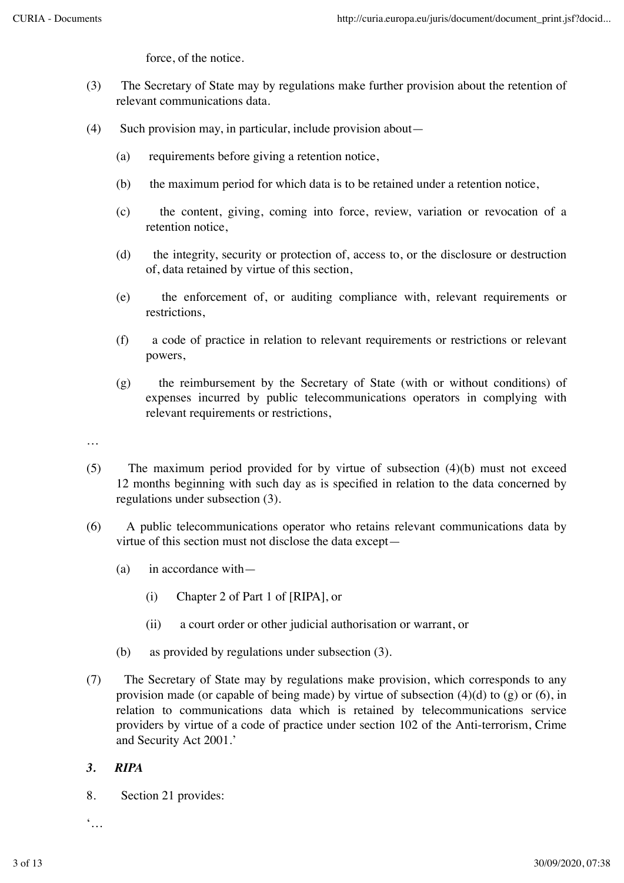force, of the notice.

(3) The Secretary of State may by regulations make further provision about the retention of relevant communications data.

(4) Such provision may, in particular, include provision about—

(a) requirements before giving a retention notice,

(b) the maximum period for which data is to be retained under a retention notice,

(c) the content, giving, coming into force, review, variation or revocation of a retention notice,

(d) the integrity, security or protection of, access to, or the disclosure or destruction of, data retained by virtue of this section,

(e) the enforcement of, or auditing compliance with, relevant requirements or restrictions,

(f) a code of practice in relation to relevant requirements or restrictions or relevant powers,

(g) the reimbursement by the Secretary of State (with or without conditions) of expenses incurred by public telecommunications operators in complying with relevant requirements or restrictions,

…

(5) The maximum period provided for by virtue of subsection (4)(b) must not exceed 12 months beginning with such day as is specified in relation to the data concerned by regulations under subsection (3).

(6) A public telecommunications operator who retains relevant communications data by virtue of this section must not disclose the data except—

(a) in accordance with—

(i) Chapter 2 of Part 1 of [RIPA], or

(ii) a court order or other judicial authorisation or warrant, or

(b) as provided by regulations under subsection (3).

(7) The Secretary of State may by regulations make provision, which corresponds to any provision made (or capable of being made) by virtue of subsection (4)(d) to (g) or (6), in relation to communications data which is retained by telecommunications service providers by virtue of a code of practice under section 102 of the Anti-terrorism, Crime and Security Act 2001.'

### *3. RIPA*

8. Section 21 provides:

'…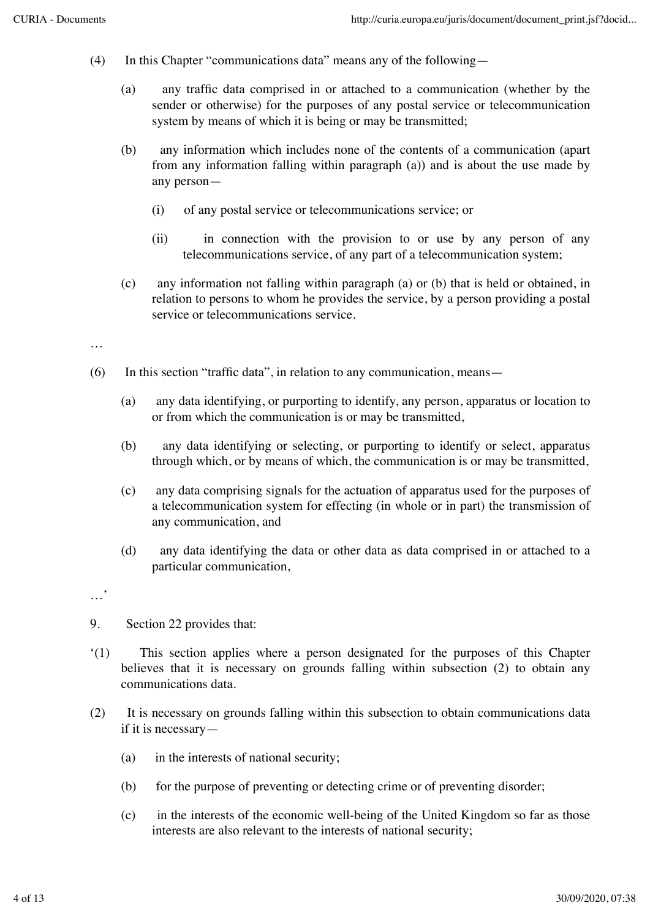(4) In this Chapter "communications data" means any of the following—

(a) any traffic data comprised in or attached to a communication (whether by the sender or otherwise) for the purposes of any postal service or telecommunication system by means of which it is being or may be transmitted;

(b) any information which includes none of the contents of a communication (apart from any information falling within paragraph (a)) and is about the use made by any person—

(i) of any postal service or telecommunications service; or

(ii) in connection with the provision to or use by any person of any telecommunications service, of any part of a telecommunication system;

(c) any information not falling within paragraph (a) or (b) that is held or obtained, in relation to persons to whom he provides the service, by a person providing a postal service or telecommunications service.

…

(6) In this section "traffic data", in relation to any communication, means—

(a) any data identifying, or purporting to identify, any person, apparatus or location to or from which the communication is or may be transmitted,

(b) any data identifying or selecting, or purporting to identify or select, apparatus through which, or by means of which, the communication is or may be transmitted,

(c) any data comprising signals for the actuation of apparatus used for the purposes of a telecommunication system for effecting (in whole or in part) the transmission of any communication, and

(d) any data identifying the data or other data as data comprised in or attached to a particular communication,

…'

9. Section 22 provides that:

'(1) This section applies where a person designated for the purposes of this Chapter believes that it is necessary on grounds falling within subsection (2) to obtain any communications data.

(2) It is necessary on grounds falling within this subsection to obtain communications data if it is necessary—

(a) in the interests of national security;

(b) for the purpose of preventing or detecting crime or of preventing disorder;

(c) in the interests of the economic well-being of the United Kingdom so far as those interests are also relevant to the interests of national security;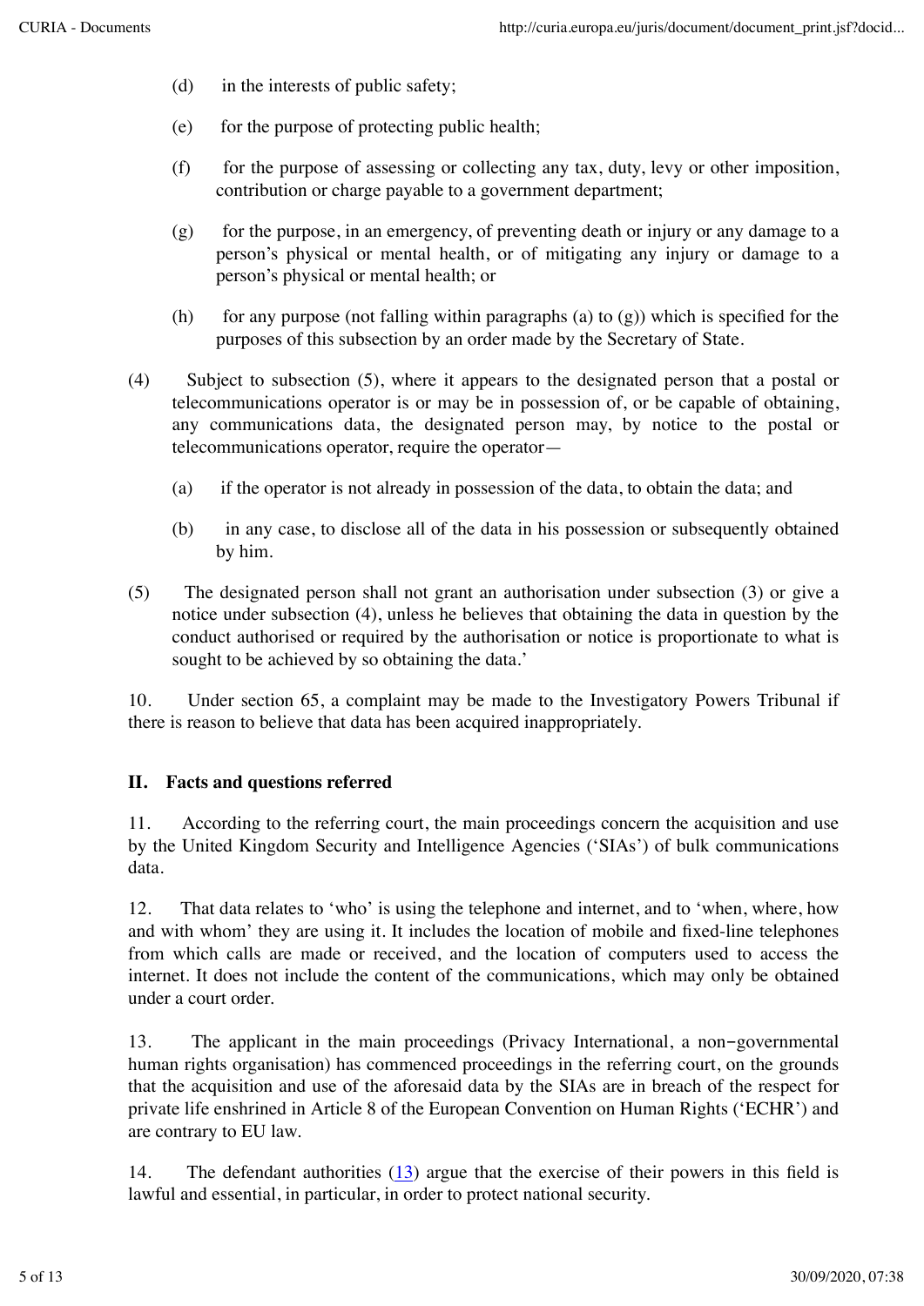(d) in the interests of public safety;

(e) for the purpose of protecting public health;

(f) for the purpose of assessing or collecting any tax, duty, levy or other imposition, contribution or charge payable to a government department;

(g) for the purpose, in an emergency, of preventing death or injury or any damage to a person's physical or mental health, or of mitigating any injury or damage to a person's physical or mental health; or

(h) for any purpose (not falling within paragraphs (a) to (g)) which is specified for the purposes of this subsection by an order made by the Secretary of State.

(4) Subject to subsection (5), where it appears to the designated person that a postal or telecommunications operator is or may be in possession of, or be capable of obtaining, any communications data, the designated person may, by notice to the postal or telecommunications operator, require the operator—

(a) if the operator is not already in possession of the data, to obtain the data; and

(b) in any case, to disclose all of the data in his possession or subsequently obtained by him.

(5) The designated person shall not grant an authorisation under subsection (3) or give a notice under subsection (4), unless he believes that obtaining the data in question by the conduct authorised or required by the authorisation or notice is proportionate to what is sought to be achieved by so obtaining the data.'

10. Under section 65, a complaint may be made to the Investigatory Powers Tribunal if there is reason to believe that data has been acquired inappropriately.

## II. Facts and questions referred

11. According to the referring court, the main proceedings concern the acquisition and use by the United Kingdom Security and Intelligence Agencies ('SIAs') of bulk communications data.

12. That data relates to 'who' is using the telephone and internet, and to 'when, where, how and with whom' they are using it. It includes the location of mobile and fixed-line telephones from which calls are made or received, and the location of computers used to access the internet. It does not include the content of the communications, which may only be obtained under a court order.

13. The applicant in the main proceedings (Privacy International, a non-governmental human rights organisation) has commenced proceedings in the referring court, on the grounds that the acquisition and use of the aforesaid data by the SIAs are in breach of the respect for private life enshrined in Article 8 of the European Convention on Human Rights ('ECHR') and are contrary to EU law.

14. The defendant authorities (13) argue that the exercise of their powers in this field is lawful and essential, in particular, in order to protect national security.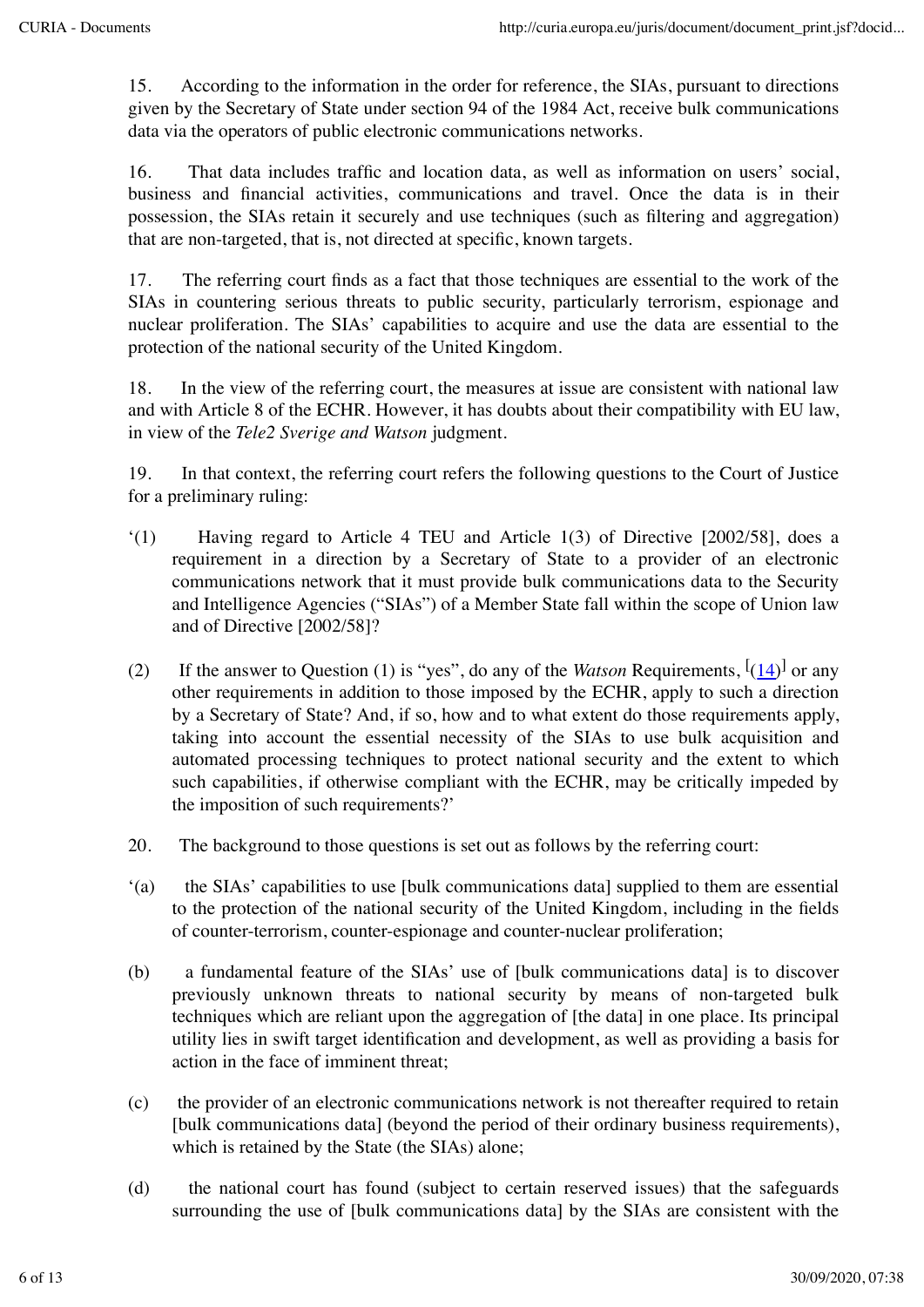15. According to the information in the order for reference, the SIAs, pursuant to directions given by the Secretary of State under section 94 of the 1984 Act, receive bulk communications data via the operators of public electronic communications networks.

16. That data includes traffic and location data, as well as information on users' social, business and financial activities, communications and travel. Once the data is in their possession, the SIAs retain it securely and use techniques (such as filtering and aggregation) that are non-targeted, that is, not directed at specific, known targets.

17. The referring court finds as a fact that those techniques are essential to the work of the SIAs in countering serious threats to public security, particularly terrorism, espionage and nuclear proliferation. The SIAs' capabilities to acquire and use the data are essential to the protection of the national security of the United Kingdom.

18. In the view of the referring court, the measures at issue are consistent with national law and with Article 8 of the ECHR. However, it has doubts about their compatibility with EU law, in view of the *Tele2 Sverige and Watson* judgment.

19. In that context, the referring court refers the following questions to the Court of Justice for a preliminary ruling:

'(1) Having regard to Article 4 TEU and Article 1(3) of Directive [2002/58], does a requirement in a direction by a Secretary of State to a provider of an electronic communications network that it must provide bulk communications data to the Security and Intelligence Agencies ("SIAs") of a Member State fall within the scope of Union law and of Directive [2002/58]?

(2) If the answer to Question (1) is "yes", do any of the *Watson* Requirements, [(14)] or any other requirements in addition to those imposed by the ECHR, apply to such a direction by a Secretary of State? And, if so, how and to what extent do those requirements apply, taking into account the essential necessity of the SIAs to use bulk acquisition and automated processing techniques to protect national security and the extent to which such capabilities, if otherwise compliant with the ECHR, may be critically impeded by the imposition of such requirements?'

20. The background to those questions is set out as follows by the referring court:

'(a) the SIAs' capabilities to use [bulk communications data] supplied to them are essential to the protection of the national security of the United Kingdom, including in the fields of counter-terrorism, counter-espionage and counter-nuclear proliferation;

(b) a fundamental feature of the SIAs' use of [bulk communications data] is to discover previously unknown threats to national security by means of non-targeted bulk techniques which are reliant upon the aggregation of [the data] in one place. Its principal utility lies in swift target identification and development, as well as providing a basis for action in the face of imminent threat;

(c) the provider of an electronic communications network is not thereafter required to retain [bulk communications data] (beyond the period of their ordinary business requirements), which is retained by the State (the SIAs) alone;

(d) the national court has found (subject to certain reserved issues) that the safeguards surrounding the use of [bulk communications data] by the SIAs are consistent with the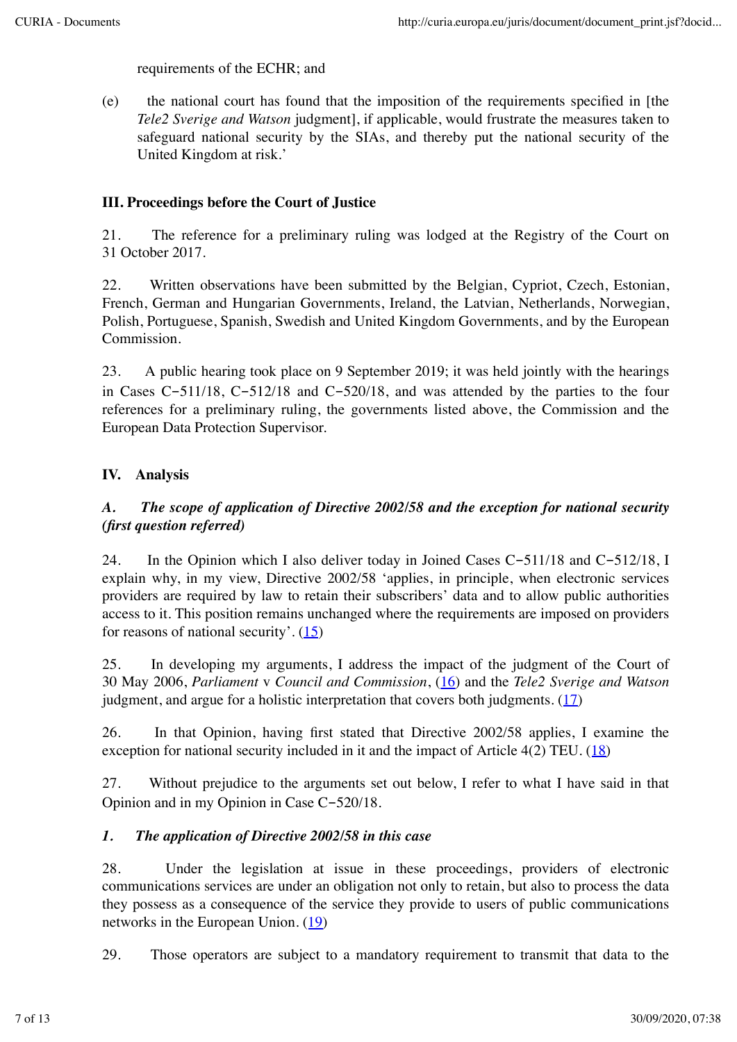requirements of the ECHR; and

(e) the national court has found that the imposition of the requirements specified in [the *Tele2 Sverige and Watson* judgment], if applicable, would frustrate the measures taken to safeguard national security by the SIAs, and thereby put the national security of the United Kingdom at risk.'

## III. Proceedings before the Court of Justice

21. The reference for a preliminary ruling was lodged at the Registry of the Court on 31 October 2017.

22. Written observations have been submitted by the Belgian, Cypriot, Czech, Estonian, French, German and Hungarian Governments, Ireland, the Latvian, Netherlands, Norwegian, Polish, Portuguese, Spanish, Swedish and United Kingdom Governments, and by the European Commission.

23. A public hearing took place on 9 September 2019; it was held jointly with the hearings in Cases C‑511/18, C‑512/18 and C‑520/18, and was attended by the parties to the four references for a preliminary ruling, the governments listed above, the Commission and the European Data Protection Supervisor.

## IV. Analysis

### *A. The scope of application of Directive 2002/58 and the exception for national security (first question referred)*

24. In the Opinion which I also deliver today in Joined Cases C‑511/18 and C‑512/18, I explain why, in my view, Directive 2002/58 'applies, in principle, when electronic services providers are required by law to retain their subscribers' data and to allow public authorities access to it. This position remains unchanged where the requirements are imposed on providers for reasons of national security'. (15)

25. In developing my arguments, I address the impact of the judgment of the Court of 30 May 2006, *Parliament* v *Council and Commission*, (16) and the *Tele2 Sverige and Watson* judgment, and argue for a holistic interpretation that covers both judgments. (17)

26. In that Opinion, having first stated that Directive 2002/58 applies, I examine the exception for national security included in it and the impact of Article 4(2) TEU. (18)

27. Without prejudice to the arguments set out below, I refer to what I have said in that Opinion and in my Opinion in Case C‑520/18.

#### *1. The application of Directive 2002/58 in this case*

28. Under the legislation at issue in these proceedings, providers of electronic communications services are under an obligation not only to retain, but also to process the data they possess as a consequence of the service they provide to users of public communications networks in the European Union. (19)

29. Those operators are subject to a mandatory requirement to transmit that data to the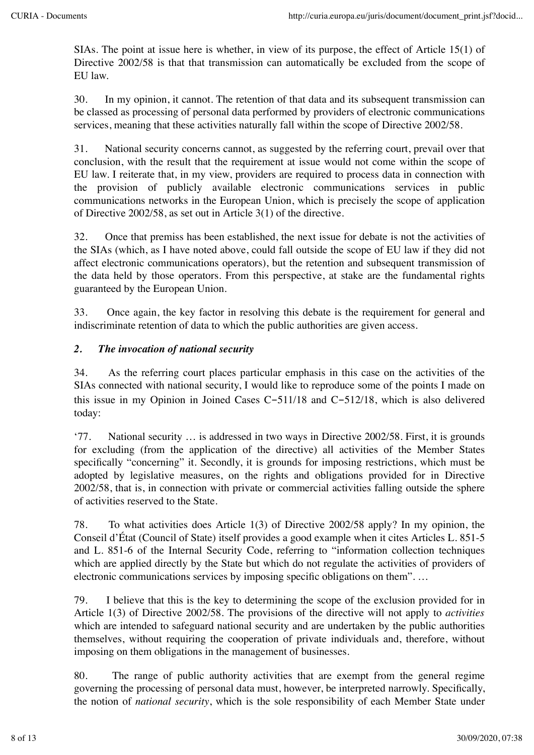SIAs. The point at issue here is whether, in view of its purpose, the effect of Article 15(1) of Directive 2002/58 is that that transmission can automatically be excluded from the scope of EU law.

30. In my opinion, it cannot. The retention of that data and its subsequent transmission can be classed as processing of personal data performed by providers of electronic communications services, meaning that these activities naturally fall within the scope of Directive 2002/58.

31. National security concerns cannot, as suggested by the referring court, prevail over that conclusion, with the result that the requirement at issue would not come within the scope of EU law. I reiterate that, in my view, providers are required to process data in connection with the provision of publicly available electronic communications services in public communications networks in the European Union, which is precisely the scope of application of Directive 2002/58, as set out in Article 3(1) of the directive.

32. Once that premiss has been established, the next issue for debate is not the activities of the SIAs (which, as I have noted above, could fall outside the scope of EU law if they did not affect electronic communications operators), but the retention and subsequent transmission of the data held by those operators. From this perspective, at stake are the fundamental rights guaranteed by the European Union.

33. Once again, the key factor in resolving this debate is the requirement for general and indiscriminate retention of data to which the public authorities are given access.

### *2. The invocation of national security*

34. As the referring court places particular emphasis in this case on the activities of the SIAs connected with national security, I would like to reproduce some of the points I made on this issue in my Opinion in Joined Cases C‑511/18 and C‑512/18, which is also delivered today:

'77. National security … is addressed in two ways in Directive 2002/58. First, it is grounds for excluding (from the application of the directive) all activities of the Member States specifically "concerning" it. Secondly, it is grounds for imposing restrictions, which must be adopted by legislative measures, on the rights and obligations provided for in Directive 2002/58, that is, in connection with private or commercial activities falling outside the sphere of activities reserved to the State.

78. To what activities does Article 1(3) of Directive 2002/58 apply? In my opinion, the Conseil d'État (Council of State) itself provides a good example when it cites Articles L. 851-5 and L. 851-6 of the Internal Security Code, referring to "information collection techniques which are applied directly by the State but which do not regulate the activities of providers of electronic communications services by imposing specific obligations on them". …

79. I believe that this is the key to determining the scope of the exclusion provided for in Article 1(3) of Directive 2002/58. The provisions of the directive will not apply to *activities* which are intended to safeguard national security and are undertaken by the public authorities themselves, without requiring the cooperation of private individuals and, therefore, without imposing on them obligations in the management of businesses.

80. The range of public authority activities that are exempt from the general regime governing the processing of personal data must, however, be interpreted narrowly. Specifically, the notion of *national security*, which is the sole responsibility of each Member State under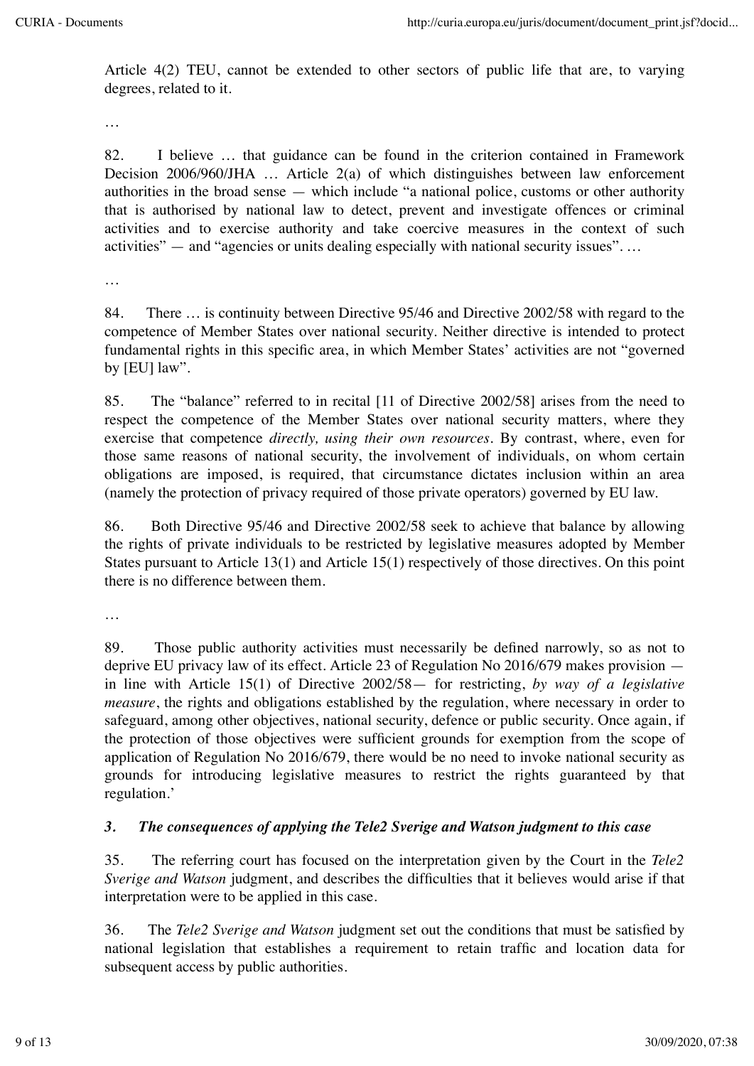Article 4(2) TEU, cannot be extended to other sectors of public life that are, to varying degrees, related to it.

…

82. I believe … that guidance can be found in the criterion contained in Framework Decision 2006/960/JHA … Article 2(a) of which distinguishes between law enforcement authorities in the broad sense — which include "a national police, customs or other authority that is authorised by national law to detect, prevent and investigate offences or criminal activities and to exercise authority and take coercive measures in the context of such activities" — and "agencies or units dealing especially with national security issues". …

…

84. There … is continuity between Directive 95/46 and Directive 2002/58 with regard to the competence of Member States over national security. Neither directive is intended to protect fundamental rights in this specific area, in which Member States' activities are not "governed by [EU] law".

85. The "balance" referred to in recital [11 of Directive 2002/58] arises from the need to respect the competence of the Member States over national security matters, where they exercise that competence *directly, using their own resources*. By contrast, where, even for those same reasons of national security, the involvement of individuals, on whom certain obligations are imposed, is required, that circumstance dictates inclusion within an area (namely the protection of privacy required of those private operators) governed by EU law.

86. Both Directive 95/46 and Directive 2002/58 seek to achieve that balance by allowing the rights of private individuals to be restricted by legislative measures adopted by Member States pursuant to Article 13(1) and Article 15(1) respectively of those directives. On this point there is no difference between them.

…

89. Those public authority activities must necessarily be defined narrowly, so as not to deprive EU privacy law of its effect. Article 23 of Regulation No 2016/679 makes provision — in line with Article 15(1) of Directive 2002/58— for restricting, *by way of a legislative measure*, the rights and obligations established by the regulation, where necessary in order to safeguard, among other objectives, national security, defence or public security. Once again, if the protection of those objectives were sufficient grounds for exemption from the scope of application of Regulation No 2016/679, there would be no need to invoke national security as grounds for introducing legislative measures to restrict the rights guaranteed by that regulation.'

### *3. The consequences of applying the Tele2 Sverige and Watson judgment to this case*

35. The referring court has focused on the interpretation given by the Court in the *Tele2 Sverige and Watson* judgment, and describes the difficulties that it believes would arise if that interpretation were to be applied in this case.

36. The *Tele2 Sverige and Watson* judgment set out the conditions that must be satisfied by national legislation that establishes a requirement to retain traffic and location data for subsequent access by public authorities.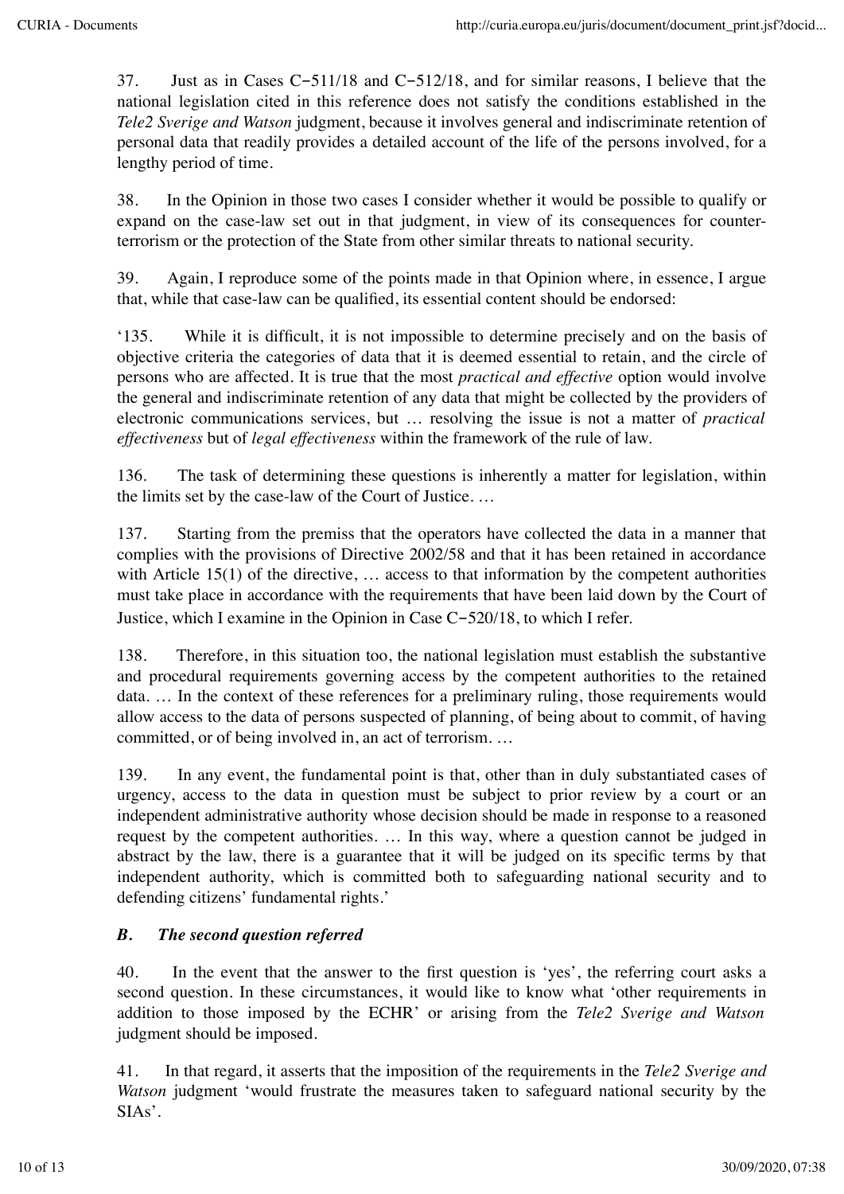37. Just as in Cases C‑511/18 and C‑512/18, and for similar reasons, I believe that the national legislation cited in this reference does not satisfy the conditions established in the *Tele2 Sverige and Watson* judgment, because it involves general and indiscriminate retention of personal data that readily provides a detailed account of the life of the persons involved, for a lengthy period of time.

38. In the Opinion in those two cases I consider whether it would be possible to qualify or expand on the case-law set out in that judgment, in view of its consequences for counter-terrorism or the protection of the State from other similar threats to national security.

39. Again, I reproduce some of the points made in that Opinion where, in essence, I argue that, while that case-law can be qualified, its essential content should be endorsed:

'135. While it is difficult, it is not impossible to determine precisely and on the basis of objective criteria the categories of data that it is deemed essential to retain, and the circle of persons who are affected. It is true that the most *practical and effective* option would involve the general and indiscriminate retention of any data that might be collected by the providers of electronic communications services, but … resolving the issue is not a matter of *practical effectiveness* but of *legal effectiveness* within the framework of the rule of law.

136. The task of determining these questions is inherently a matter for legislation, within the limits set by the case-law of the Court of Justice. …

137. Starting from the premiss that the operators have collected the data in a manner that complies with the provisions of Directive 2002/58 and that it has been retained in accordance with Article 15(1) of the directive, … access to that information by the competent authorities must take place in accordance with the requirements that have been laid down by the Court of Justice, which I examine in the Opinion in Case C‑520/18, to which I refer.

138. Therefore, in this situation too, the national legislation must establish the substantive and procedural requirements governing access by the competent authorities to the retained data. … In the context of these references for a preliminary ruling, those requirements would allow access to the data of persons suspected of planning, of being about to commit, of having committed, or of being involved in, an act of terrorism. …

139. In any event, the fundamental point is that, other than in duly substantiated cases of urgency, access to the data in question must be subject to prior review by a court or an independent administrative authority whose decision should be made in response to a reasoned request by the competent authorities. … In this way, where a question cannot be judged in abstract by the law, there is a guarantee that it will be judged on its specific terms by that independent authority, which is committed both to safeguarding national security and to defending citizens' fundamental rights.'

### *B. The second question referred*

40. In the event that the answer to the first question is 'yes', the referring court asks a second question. In these circumstances, it would like to know what 'other requirements in addition to those imposed by the ECHR' or arising from the *Tele2 Sverige and Watson* judgment should be imposed.

41. In that regard, it asserts that the imposition of the requirements in the *Tele2 Sverige and Watson* judgment 'would frustrate the measures taken to safeguard national security by the SIAs'.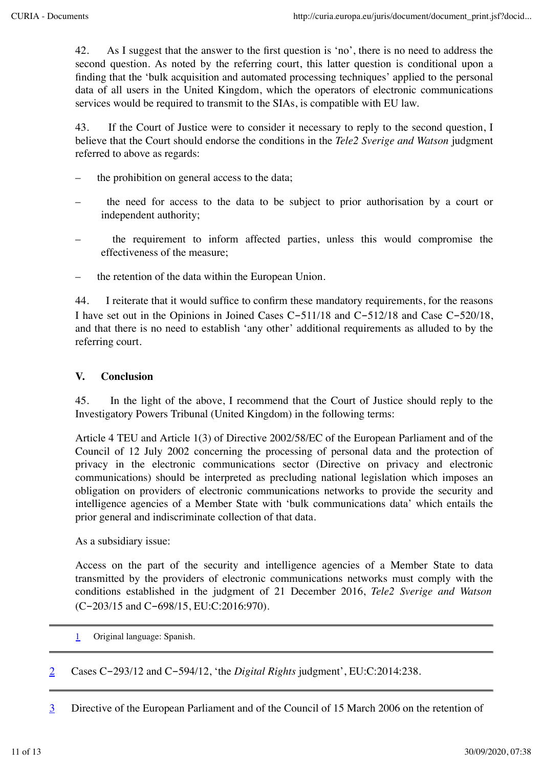42. As I suggest that the answer to the first question is 'no', there is no need to address the second question. As noted by the referring court, this latter question is conditional upon a finding that the 'bulk acquisition and automated processing techniques' applied to the personal data of all users in the United Kingdom, which the operators of electronic communications services would be required to transmit to the SIAs, is compatible with EU law.

43. If the Court of Justice were to consider it necessary to reply to the second question, I believe that the Court should endorse the conditions in the *Tele2 Sverige and Watson* judgment referred to above as regards:

– the prohibition on general access to the data;

– the need for access to the data to be subject to prior authorisation by a court or independent authority;

– the requirement to inform affected parties, unless this would compromise the effectiveness of the measure;

– the retention of the data within the European Union.

44. I reiterate that it would suffice to confirm these mandatory requirements, for the reasons I have set out in the Opinions in Joined Cases C‑511/18 and C‑512/18 and Case C‑520/18, and that there is no need to establish 'any other' additional requirements as alluded to by the referring court.

## V. Conclusion

45. In the light of the above, I recommend that the Court of Justice should reply to the Investigatory Powers Tribunal (United Kingdom) in the following terms:

Article 4 TEU and Article 1(3) of Directive 2002/58/EC of the European Parliament and of the Council of 12 July 2002 concerning the processing of personal data and the protection of privacy in the electronic communications sector (Directive on privacy and electronic communications) should be interpreted as precluding national legislation which imposes an obligation on providers of electronic communications networks to provide the security and intelligence agencies of a Member State with 'bulk communications data' which entails the prior general and indiscriminate collection of that data.

As a subsidiary issue:

Access on the part of the security and intelligence agencies of a Member State to data transmitted by the providers of electronic communications networks must comply with the conditions established in the judgment of 21 December 2016, *Tele2 Sverige and Watson* (C‑203/15 and C‑698/15, EU:C:2016:970).

---

1 Original language: Spanish.

---

2 Cases C‑293/12 and C‑594/12, 'the *Digital Rights* judgment', EU:C:2014:238.

---

3 Directive of the European Parliament and of the Council of 15 March 2006 on the retention of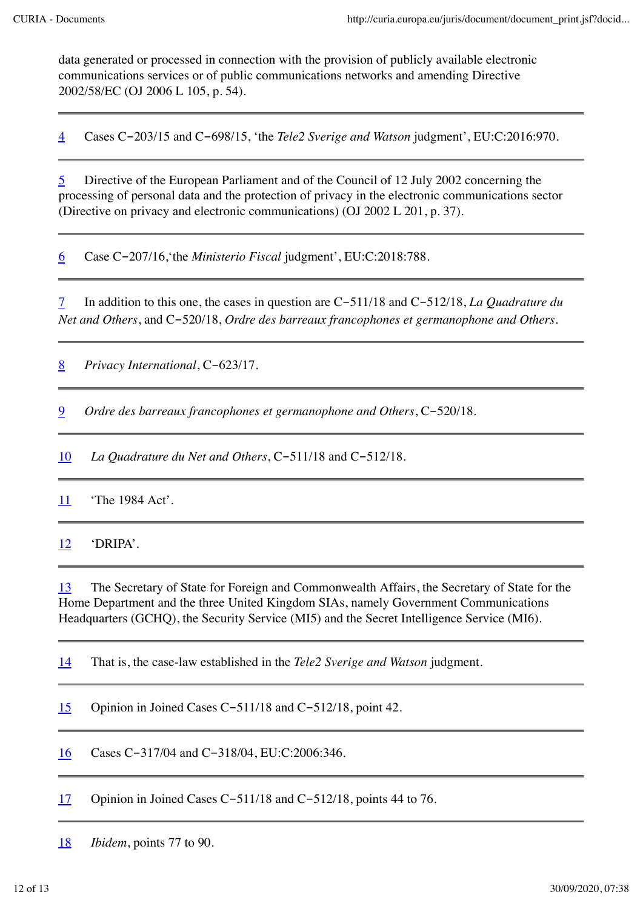data generated or processed in connection with the provision of publicly available electronic communications services or of public communications networks and amending Directive 2002/58/EC (OJ 2006 L 105, p. 54).

---

4 Cases C‑203/15 and C‑698/15, 'the *Tele2 Sverige and Watson* judgment', EU:C:2016:970.

---

5 Directive of the European Parliament and of the Council of 12 July 2002 concerning the processing of personal data and the protection of privacy in the electronic communications sector (Directive on privacy and electronic communications) (OJ 2002 L 201, p. 37).

---

6 Case C‑207/16,'the *Ministerio Fiscal* judgment', EU:C:2018:788.

---

7 In addition to this one, the cases in question are C‑511/18 and C‑512/18, *La Quadrature du Net and Others*, and C‑520/18, *Ordre des barreaux francophones et germanophone and Others*.

---

8 *Privacy International*, C‑623/17.

---

9 *Ordre des barreaux francophones et germanophone and Others*, C‑520/18.

---

10 *La Quadrature du Net and Others*, C‑511/18 and C‑512/18.

---

11 'The 1984 Act'.

---

12 'DRIPA'.

---

13 The Secretary of State for Foreign and Commonwealth Affairs, the Secretary of State for the Home Department and the three United Kingdom SIAs, namely Government Communications Headquarters (GCHQ), the Security Service (MI5) and the Secret Intelligence Service (MI6).

---

14 That is, the case-law established in the *Tele2 Sverige and Watson* judgment.

---

15 Opinion in Joined Cases C‑511/18 and C‑512/18, point 42.

---

16 Cases C‑317/04 and C‑318/04, EU:C:2006:346.

---

17 Opinion in Joined Cases C‑511/18 and C‑512/18, points 44 to 76.

---

18 *Ibidem*, points 77 to 90.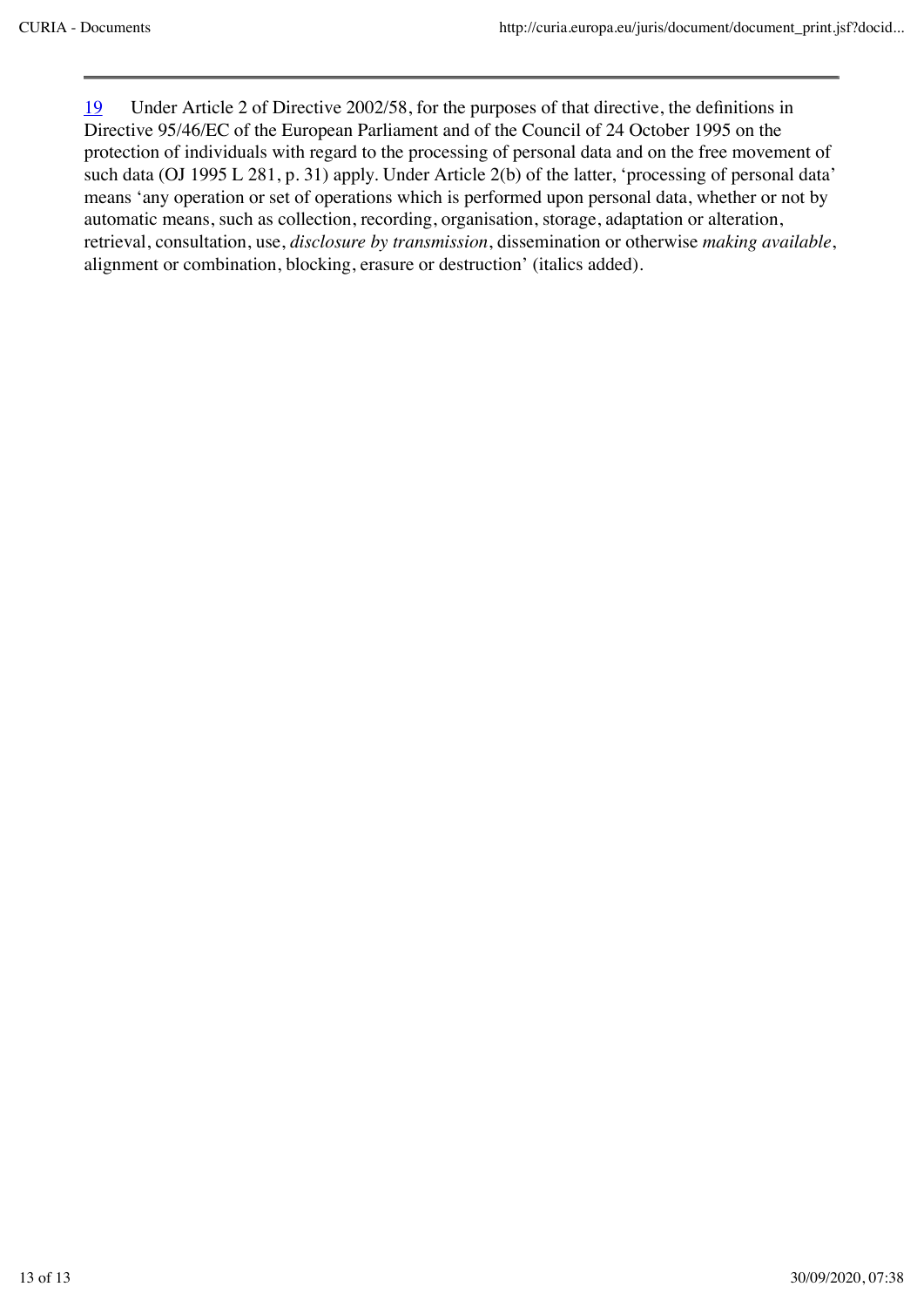19 Under Article 2 of Directive 2002/58, for the purposes of that directive, the definitions in Directive 95/46/EC of the European Parliament and of the Council of 24 October 1995 on the protection of individuals with regard to the processing of personal data and on the free movement of such data (OJ 1995 L 281, p. 31) apply. Under Article 2(b) of the latter, 'processing of personal data' means 'any operation or set of operations which is performed upon personal data, whether or not by automatic means, such as collection, recording, organisation, storage, adaptation or alteration, retrieval, consultation, use, *disclosure by transmission*, dissemination or otherwise *making available*, alignment or combination, blocking, erasure or destruction' (italics added).